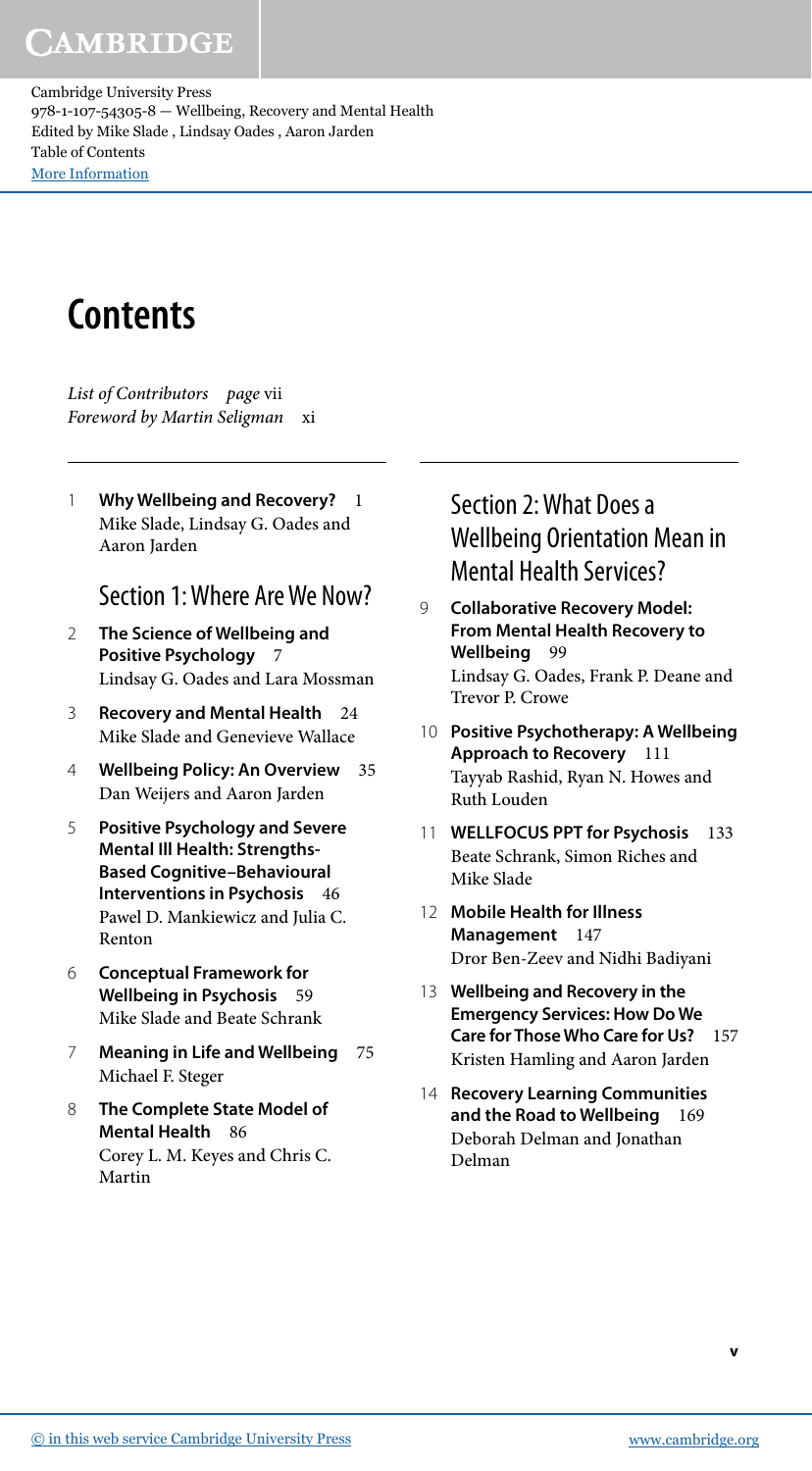Cambridge University Press
978-1-107-54305-8 — Wellbeing, Recovery and Mental Health
Edited by Mike Slade , Lindsay Oades , Aaron Jarden
Table of Contents
More Information

# Contents

*List of Contributors page* vii
*Foreword by Martin Seligman* xi

1 **Why Wellbeing and Recovery?** 1
Mike Slade, Lindsay G. Oades and Aaron Jarden

## Section 1: Where Are We Now?

2 **The Science of Wellbeing and Positive Psychology** 7
Lindsay G. Oades and Lara Mossman

3 **Recovery and Mental Health** 24
Mike Slade and Genevieve Wallace

4 **Wellbeing Policy: An Overview** 35
Dan Weijers and Aaron Jarden

5 **Positive Psychology and Severe Mental Ill Health: Strengths-Based Cognitive–Behavioural Interventions in Psychosis** 46
Pawel D. Mankiewicz and Julia C. Renton

6 **Conceptual Framework for Wellbeing in Psychosis** 59
Mike Slade and Beate Schrank

7 **Meaning in Life and Wellbeing** 75
Michael F. Steger

8 **The Complete State Model of Mental Health** 86
Corey L. M. Keyes and Chris C. Martin

## Section 2: What Does a Wellbeing Orientation Mean in Mental Health Services?

9 **Collaborative Recovery Model: From Mental Health Recovery to Wellbeing** 99
Lindsay G. Oades, Frank P. Deane and Trevor P. Crowe

10 **Positive Psychotherapy: A Wellbeing Approach to Recovery** 111
Tayyab Rashid, Ryan N. Howes and Ruth Louden

11 **WELLFOCUS PPT for Psychosis** 133
Beate Schrank, Simon Riches and Mike Slade

12 **Mobile Health for Illness Management** 147
Dror Ben-Zeev and Nidhi Badiyani

13 **Wellbeing and Recovery in the Emergency Services: How Do We Care for Those Who Care for Us?** 157
Kristen Hamling and Aaron Jarden

14 **Recovery Learning Communities and the Road to Wellbeing** 169
Deborah Delman and Jonathan Delman

© in this web service Cambridge University Press www.cambridge.org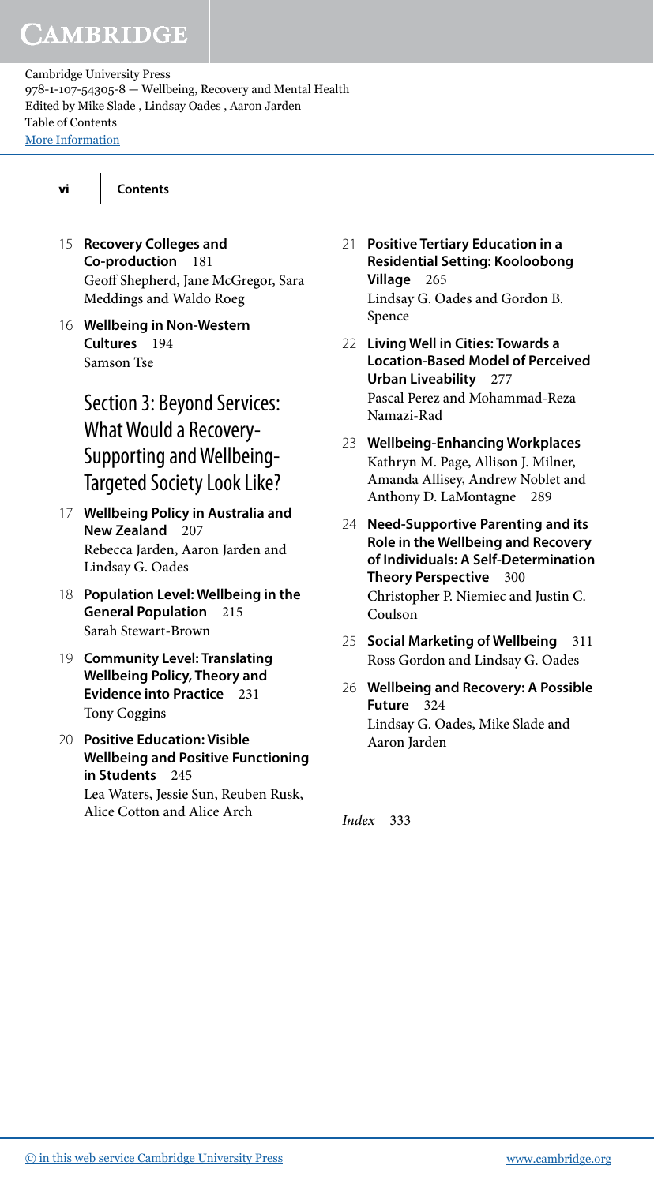15 **Recovery Colleges and Co-production** 181
Geoff Shepherd, Jane McGregor, Sara Meddings and Waldo Roeg

16 **Wellbeing in Non-Western Cultures** 194
Samson Tse

## Section 3: Beyond Services: What Would a Recovery-Supporting and Wellbeing-Targeted Society Look Like?

17 **Wellbeing Policy in Australia and New Zealand** 207
Rebecca Jarden, Aaron Jarden and Lindsay G. Oades

18 **Population Level: Wellbeing in the General Population** 215
Sarah Stewart-Brown

19 **Community Level: Translating Wellbeing Policy, Theory and Evidence into Practice** 231
Tony Coggins

20 **Positive Education: Visible Wellbeing and Positive Functioning in Students** 245
Lea Waters, Jessie Sun, Reuben Rusk, Alice Cotton and Alice Arch

21 **Positive Tertiary Education in a Residential Setting: Kooloobong Village** 265
Lindsay G. Oades and Gordon B. Spence

22 **Living Well in Cities: Towards a Location-Based Model of Perceived Urban Liveability** 277
Pascal Perez and Mohammad-Reza Namazi-Rad

23 **Wellbeing-Enhancing Workplaces**
Kathryn M. Page, Allison J. Milner, Amanda Allisey, Andrew Noblet and Anthony D. LaMontagne 289

24 **Need-Supportive Parenting and its Role in the Wellbeing and Recovery of Individuals: A Self-Determination Theory Perspective** 300
Christopher P. Niemiec and Justin C. Coulson

25 **Social Marketing of Wellbeing** 311
Ross Gordon and Lindsay G. Oades

26 **Wellbeing and Recovery: A Possible Future** 324
Lindsay G. Oades, Mike Slade and Aaron Jarden

*Index* 333